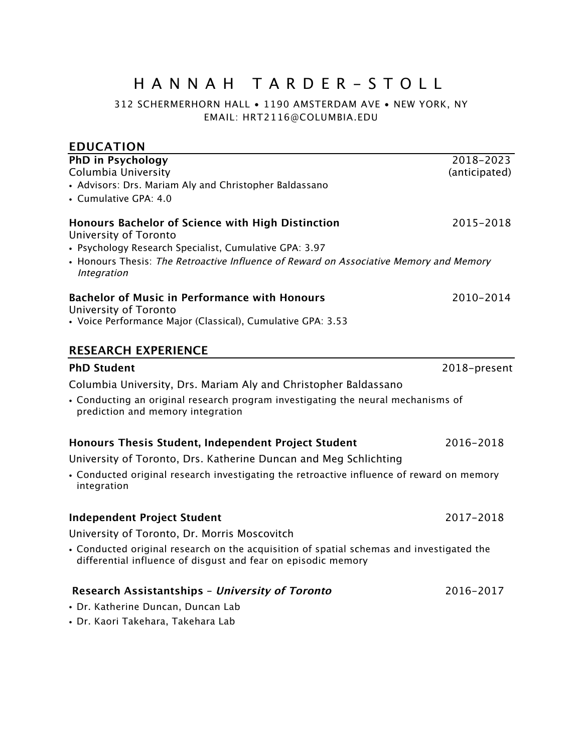# H A N N A H T A R D E R – S T O L L

312 SCHERMERHORN HALL • 1190 AMSTERDAM AVE • NEW YORK, NY
EMAIL: HRT2116@COLUMBIA.EDU

## EDUCATION

**PhD in Psychology** — 2018–2023 (anticipated)
Columbia University
- Advisors: Drs. Mariam Aly and Christopher Baldassano
- Cumulative GPA: 4.0

**Honours Bachelor of Science with High Distinction** — 2015–2018
University of Toronto
- Psychology Research Specialist, Cumulative GPA: 3.97
- Honours Thesis: *The Retroactive Influence of Reward on Associative Memory and Memory Integration*

**Bachelor of Music in Performance with Honours** — 2010–2014
University of Toronto
- Voice Performance Major (Classical), Cumulative GPA: 3.53

## RESEARCH EXPERIENCE

**PhD Student** — 2018–present

Columbia University, Drs. Mariam Aly and Christopher Baldassano
- Conducting an original research program investigating the neural mechanisms of prediction and memory integration

**Honours Thesis Student, Independent Project Student** — 2016–2018

University of Toronto, Drs. Katherine Duncan and Meg Schlichting
- Conducted original research investigating the retroactive influence of reward on memory integration

**Independent Project Student** — 2017–2018

University of Toronto, Dr. Morris Moscovitch
- Conducted original research on the acquisition of spatial schemas and investigated the differential influence of disgust and fear on episodic memory

**Research Assistantships – *University of Toronto*** — 2016–2017
- Dr. Katherine Duncan, Duncan Lab
- Dr. Kaori Takehara, Takehara Lab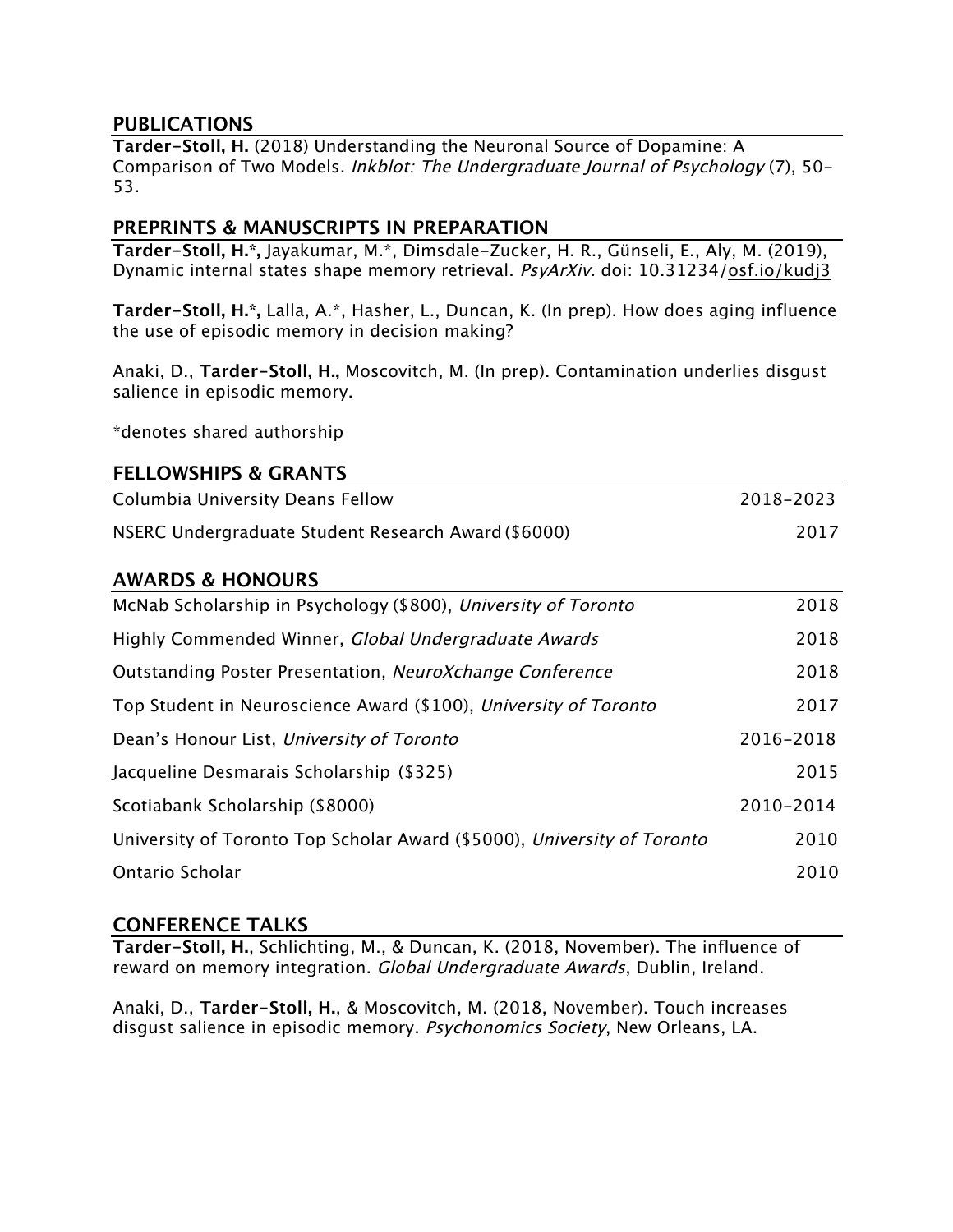## PUBLICATIONS

**Tarder-Stoll, H.** (2018) Understanding the Neuronal Source of Dopamine: A Comparison of Two Models. *Inkblot: The Undergraduate Journal of Psychology* (7), 50-53.

## PREPRINTS & MANUSCRIPTS IN PREPARATION

**Tarder-Stoll, H.*,** Jayakumar, M.*, Dimsdale-Zucker, H. R., Günseli, E., Aly, M. (2019), Dynamic internal states shape memory retrieval. *PsyArXiv.* doi: 10.31234/osf.io/kudj3

**Tarder-Stoll, H.*,** Lalla, A.*, Hasher, L., Duncan, K. (In prep). How does aging influence the use of episodic memory in decision making?

Anaki, D., **Tarder-Stoll, H.,** Moscovitch, M. (In prep). Contamination underlies disgust salience in episodic memory.

*denotes shared authorship

## FELLOWSHIPS & GRANTS

| | |
|---|---|
| Columbia University Deans Fellow | 2018-2023 |
| NSERC Undergraduate Student Research Award ($6000) | 2017 |

## AWARDS & HONOURS

| | |
|---|---|
| McNab Scholarship in Psychology ($800), *University of Toronto* | 2018 |
| Highly Commended Winner, *Global Undergraduate Awards* | 2018 |
| Outstanding Poster Presentation, *NeuroXchange Conference* | 2018 |
| Top Student in Neuroscience Award ($100), *University of Toronto* | 2017 |
| Dean's Honour List, *University of Toronto* | 2016-2018 |
| Jacqueline Desmarais Scholarship ($325) | 2015 |
| Scotiabank Scholarship ($8000) | 2010-2014 |
| University of Toronto Top Scholar Award ($5000), *University of Toronto* | 2010 |
| Ontario Scholar | 2010 |

## CONFERENCE TALKS

**Tarder-Stoll, H.**, Schlichting, M., & Duncan, K. (2018, November). The influence of reward on memory integration. *Global Undergraduate Awards*, Dublin, Ireland.

Anaki, D., **Tarder-Stoll, H.**, & Moscovitch, M. (2018, November). Touch increases disgust salience in episodic memory. *Psychonomics Society*, New Orleans, LA.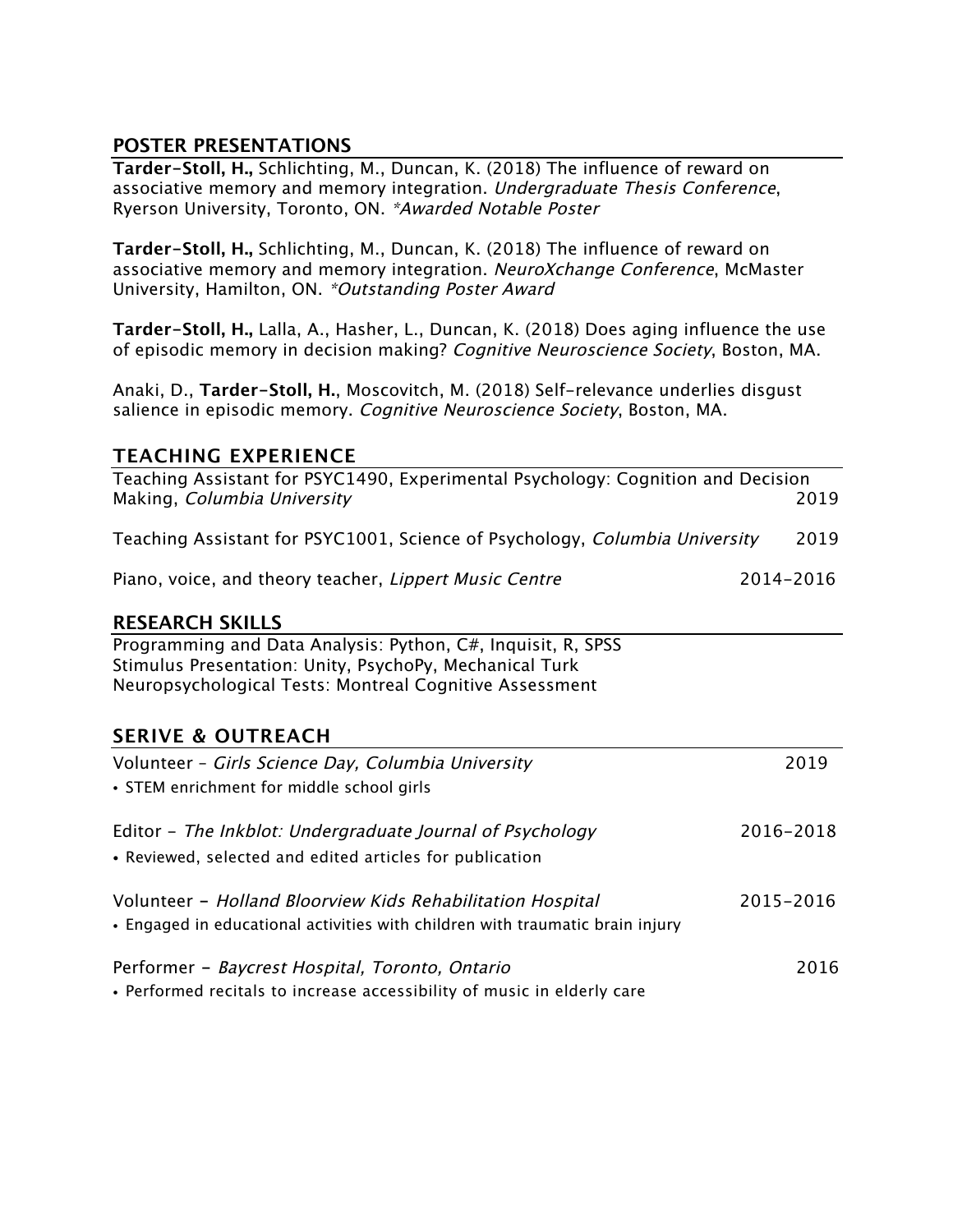## POSTER PRESENTATIONS

**Tarder-Stoll, H.,** Schlichting, M., Duncan, K. (2018) The influence of reward on associative memory and memory integration. *Undergraduate Thesis Conference*, Ryerson University, Toronto, ON. *\*Awarded Notable Poster*

**Tarder-Stoll, H.,** Schlichting, M., Duncan, K. (2018) The influence of reward on associative memory and memory integration. *NeuroXchange Conference*, McMaster University, Hamilton, ON. *\*Outstanding Poster Award*

**Tarder-Stoll, H.,** Lalla, A., Hasher, L., Duncan, K. (2018) Does aging influence the use of episodic memory in decision making? *Cognitive Neuroscience Society*, Boston, MA.

Anaki, D., **Tarder-Stoll, H.**, Moscovitch, M. (2018) Self-relevance underlies disgust salience in episodic memory. *Cognitive Neuroscience Society*, Boston, MA.

## TEACHING EXPERIENCE

Teaching Assistant for PSYC1490, Experimental Psychology: Cognition and Decision Making, *Columbia University* — 2019

Teaching Assistant for PSYC1001, Science of Psychology, *Columbia University* — 2019

Piano, voice, and theory teacher, *Lippert Music Centre* — 2014-2016

## RESEARCH SKILLS

Programming and Data Analysis: Python, C#, Inquisit, R, SPSS
Stimulus Presentation: Unity, PsychoPy, Mechanical Turk
Neuropsychological Tests: Montreal Cognitive Assessment

## SERIVE & OUTREACH

Volunteer – *Girls Science Day, Columbia University* — 2019
- STEM enrichment for middle school girls

Editor - *The Inkblot: Undergraduate Journal of Psychology* — 2016-2018
- Reviewed, selected and edited articles for publication

Volunteer - *Holland Bloorview Kids Rehabilitation Hospital* — 2015-2016
- Engaged in educational activities with children with traumatic brain injury

Performer - *Baycrest Hospital, Toronto, Ontario* — 2016
- Performed recitals to increase accessibility of music in elderly care